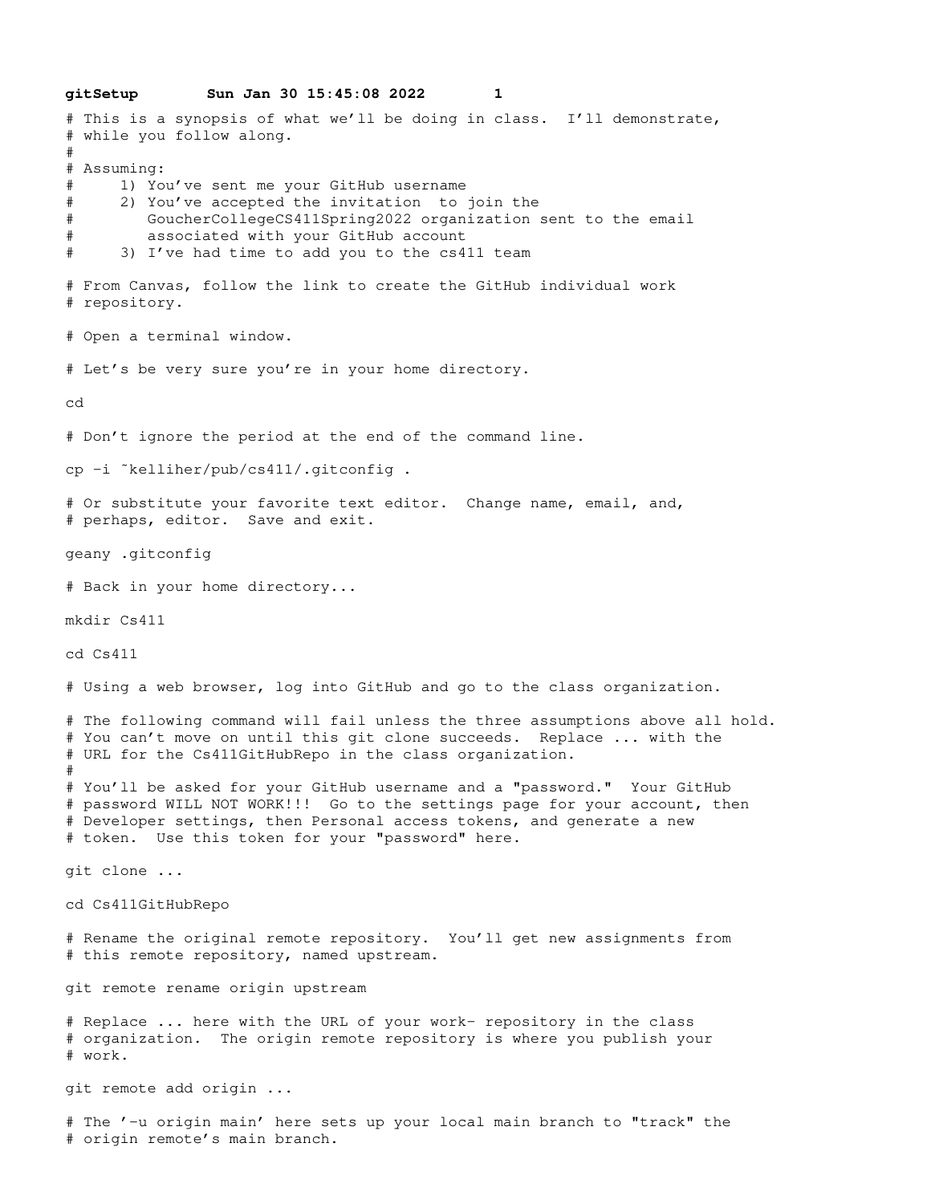```
# This is a synopsis of what we'll be doing in class.  I'll demonstrate,
# while you follow along.
#
# Assuming:
#      1) You've sent me your GitHub username
#      2) You've accepted the invitation  to join the
#         GoucherCollegeCS411Spring2022 organization sent to the email
#         associated with your GitHub account
#      3) I've had time to add you to the cs411 team

# From Canvas, follow the link to create the GitHub individual work
# repository.

# Open a terminal window.

# Let's be very sure you're in your home directory.

cd

# Don't ignore the period at the end of the command line.

cp -i ~kelliher/pub/cs411/.gitconfig .

# Or substitute your favorite text editor.  Change name, email, and,
# perhaps, editor.  Save and exit.

geany .gitconfig

# Back in your home directory...

mkdir Cs411

cd Cs411

# Using a web browser, log into GitHub and go to the class organization.

# The following command will fail unless the three assumptions above all hold.
# You can't move on until this git clone succeeds.  Replace ... with the
# URL for the Cs411GitHubRepo in the class organization.
#
# You'll be asked for your GitHub username and a "password."  Your GitHub
# password WILL NOT WORK!!!  Go to the settings page for your account, then
# Developer settings, then Personal access tokens, and generate a new
# token.  Use this token for your "password" here.

git clone ...

cd Cs411GitHubRepo

# Rename the original remote repository.  You'll get new assignments from
# this remote repository, named upstream.

git remote rename origin upstream

# Replace ... here with the URL of your work- repository in the class
# organization.  The origin remote repository is where you publish your
# work.

git remote add origin ...

# The '-u origin main' here sets up your local main branch to "track" the
# origin remote's main branch.
```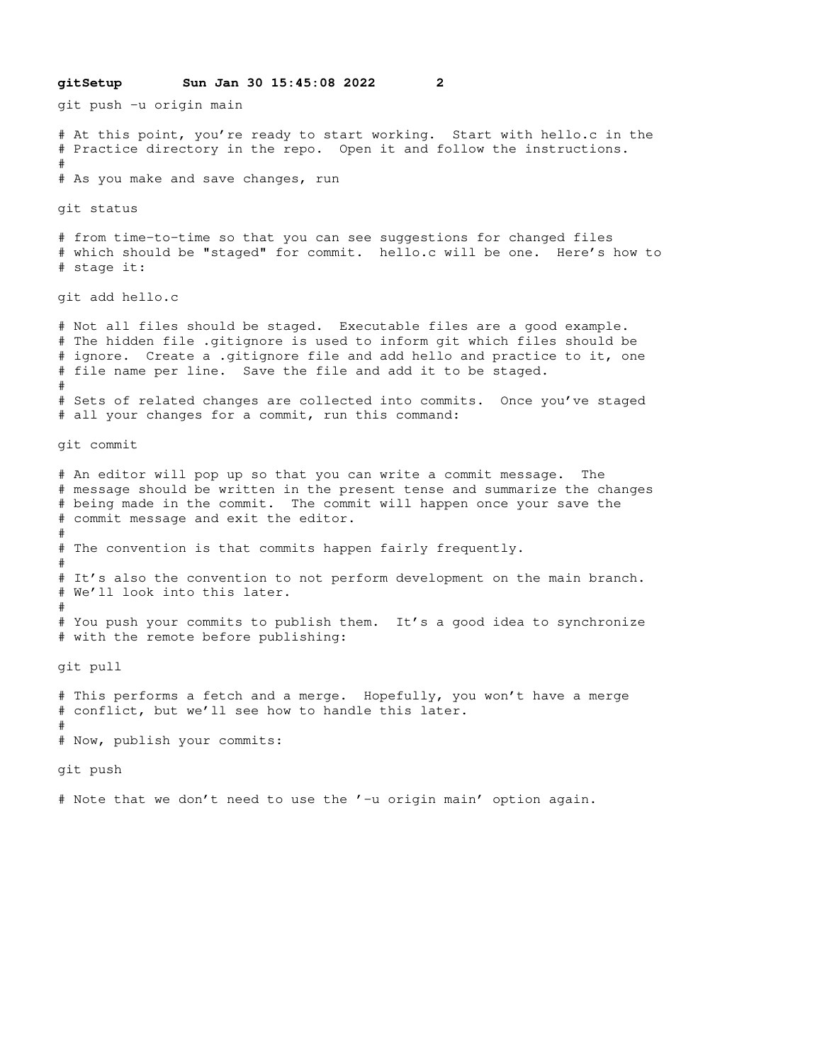```
git push -u origin main

# At this point, you're ready to start working.  Start with hello.c in the
# Practice directory in the repo.  Open it and follow the instructions.
#
# As you make and save changes, run

git status

# from time-to-time so that you can see suggestions for changed files
# which should be "staged" for commit.  hello.c will be one.  Here's how to
# stage it:

git add hello.c

# Not all files should be staged.  Executable files are a good example.
# The hidden file .gitignore is used to inform git which files should be
# ignore.  Create a .gitignore file and add hello and practice to it, one
# file name per line.  Save the file and add it to be staged.
#
# Sets of related changes are collected into commits.  Once you've staged
# all your changes for a commit, run this command:

git commit

# An editor will pop up so that you can write a commit message.  The
# message should be written in the present tense and summarize the changes
# being made in the commit.  The commit will happen once your save the
# commit message and exit the editor.
#
# The convention is that commits happen fairly frequently.
#
# It's also the convention to not perform development on the main branch.
# We'll look into this later.
#
# You push your commits to publish them.  It's a good idea to synchronize
# with the remote before publishing:

git pull

# This performs a fetch and a merge.  Hopefully, you won't have a merge
# conflict, but we'll see how to handle this later.
#
# Now, publish your commits:

git push

# Note that we don't need to use the '-u origin main' option again.
```